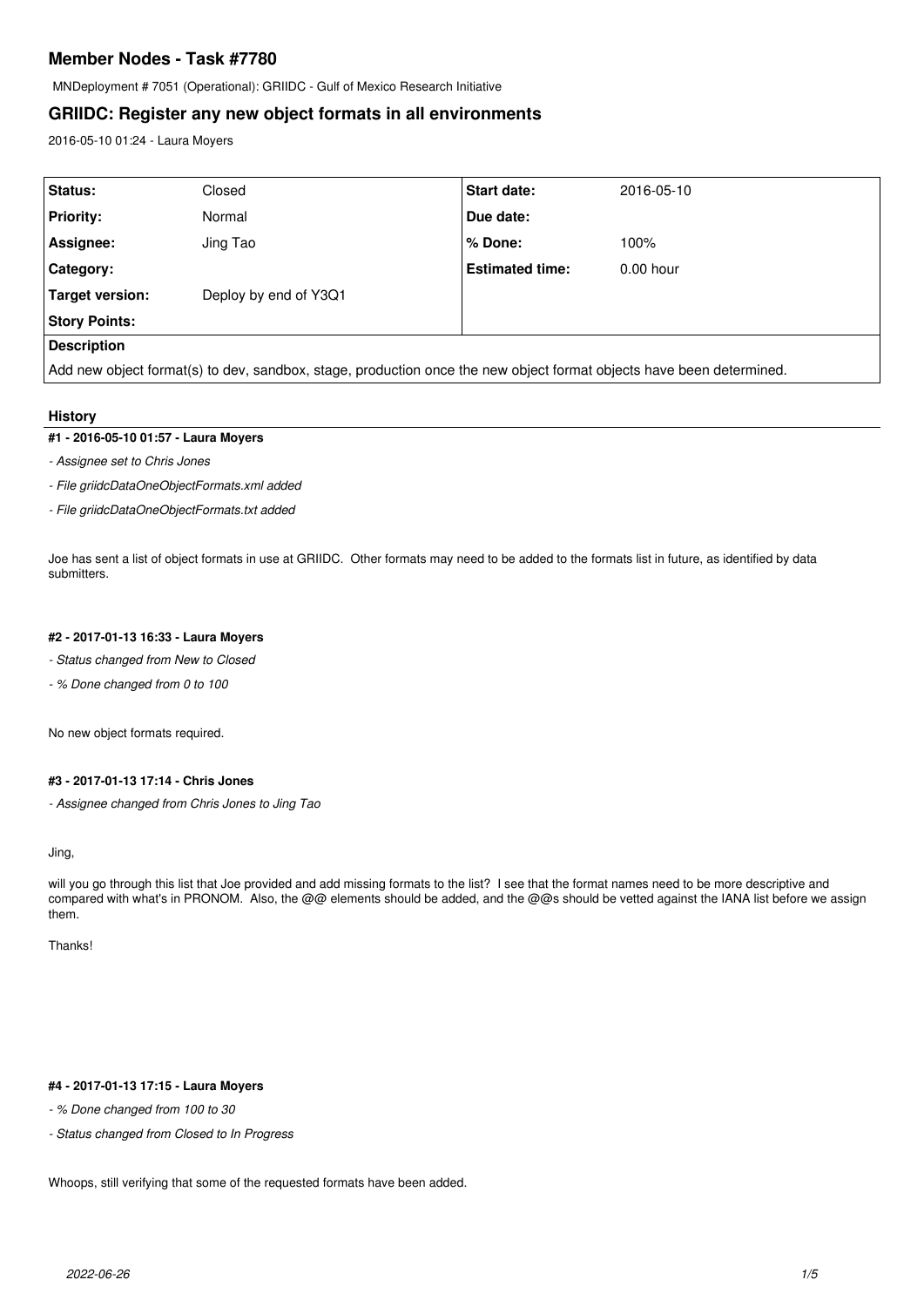# Member Nodes - Task #7780

MNDeployment # 7051 (Operational): GRIIDC - Gulf of Mexico Research Initiative

## GRIIDC: Register any new object formats in all environments

2016-05-10 01:24 - Laura Moyers

| | | | |
|---|---|---|---|
| **Status:** | Closed | **Start date:** | 2016-05-10 |
| **Priority:** | Normal | **Due date:** | |
| **Assignee:** | Jing Tao | **% Done:** | 100% |
| **Category:** | | **Estimated time:** | 0.00 hour |
| **Target version:** | Deploy by end of Y3Q1 | | |
| **Story Points:** | | | |

**Description**

Add new object format(s) to dev, sandbox, stage, production once the new object format objects have been determined.

### History

#### #1 - 2016-05-10 01:57 - Laura Moyers

*- Assignee set to Chris Jones*

*- File griidcDataOneObjectFormats.xml added*

*- File griidcDataOneObjectFormats.txt added*

Joe has sent a list of object formats in use at GRIIDC. Other formats may need to be added to the formats list in future, as identified by data submitters.

#### #2 - 2017-01-13 16:33 - Laura Moyers

*- Status changed from New to Closed*

*- % Done changed from 0 to 100*

No new object formats required.

#### #3 - 2017-01-13 17:14 - Chris Jones

*- Assignee changed from Chris Jones to Jing Tao*

Jing,

will you go through this list that Joe provided and add missing formats to the list? I see that the format names need to be more descriptive and compared with what's in PRONOM. Also, the @@ elements should be added, and the @@s should be vetted against the IANA list before we assign them.

Thanks!

#### #4 - 2017-01-13 17:15 - Laura Moyers

*- % Done changed from 100 to 30*

*- Status changed from Closed to In Progress*

Whoops, still verifying that some of the requested formats have been added.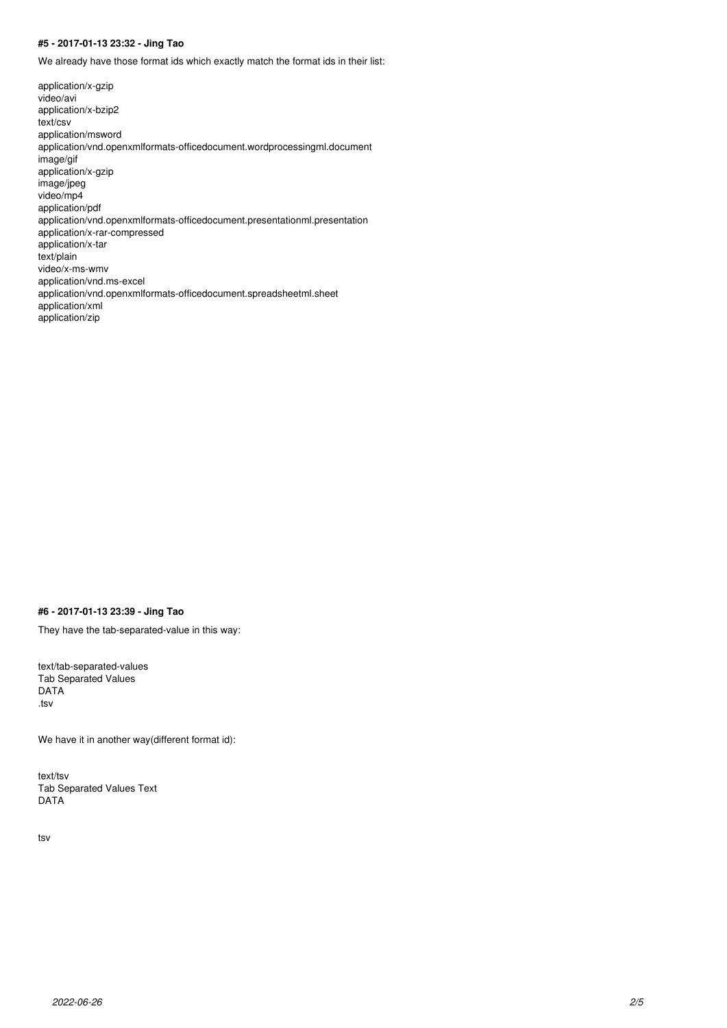#### #5 - 2017-01-13 23:32 - Jing Tao

We already have those format ids which exactly match the format ids in their list:

application/x-gzip
video/avi
application/x-bzip2
text/csv
application/msword
application/vnd.openxmlformats-officedocument.wordprocessingml.document
image/gif
application/x-gzip
image/jpeg
video/mp4
application/pdf
application/vnd.openxmlformats-officedocument.presentationml.presentation
application/x-rar-compressed
application/x-tar
text/plain
video/x-ms-wmv
application/vnd.ms-excel
application/vnd.openxmlformats-officedocument.spreadsheetml.sheet
application/xml
application/zip

#### #6 - 2017-01-13 23:39 - Jing Tao

They have the tab-separated-value in this way:

text/tab-separated-values
Tab Separated Values
DATA
.tsv

We have it in another way(different format id):

text/tsv
Tab Separated Values Text
DATA

tsv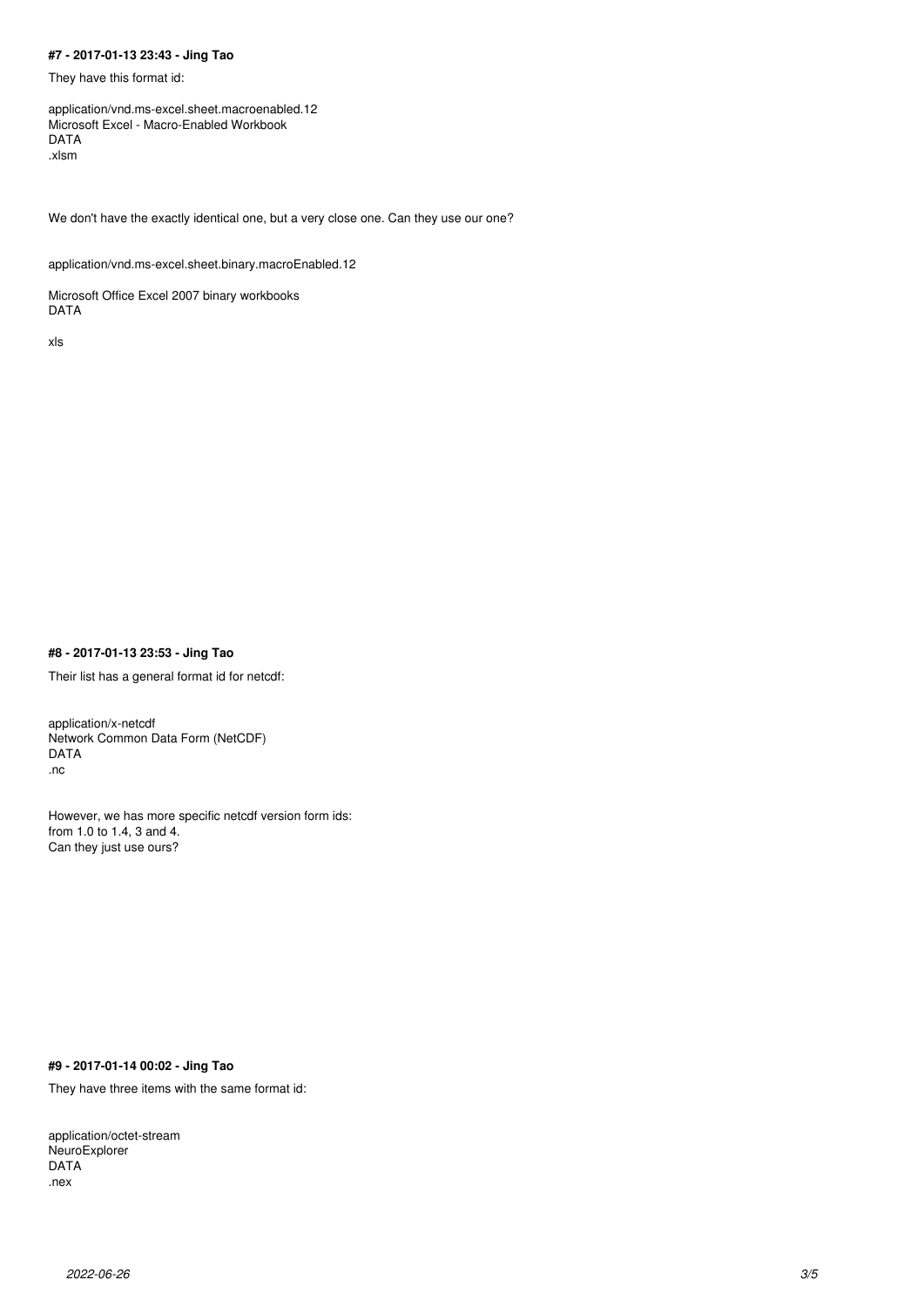**#7 - 2017-01-13 23:43 - Jing Tao**

They have this format id:

application/vnd.ms-excel.sheet.macroenabled.12
Microsoft Excel - Macro-Enabled Workbook
DATA
.xlsm

We don't have the exactly identical one, but a very close one. Can they use our one?

application/vnd.ms-excel.sheet.binary.macroEnabled.12

Microsoft Office Excel 2007 binary workbooks
DATA

xls

**#8 - 2017-01-13 23:53 - Jing Tao**

Their list has a general format id for netcdf:

application/x-netcdf
Network Common Data Form (NetCDF)
DATA
.nc

However, we has more specific netcdf version form ids:
from 1.0 to 1.4, 3 and 4.
Can they just use ours?

**#9 - 2017-01-14 00:02 - Jing Tao**

They have three items with the same format id:

application/octet-stream
NeuroExplorer
DATA
.nex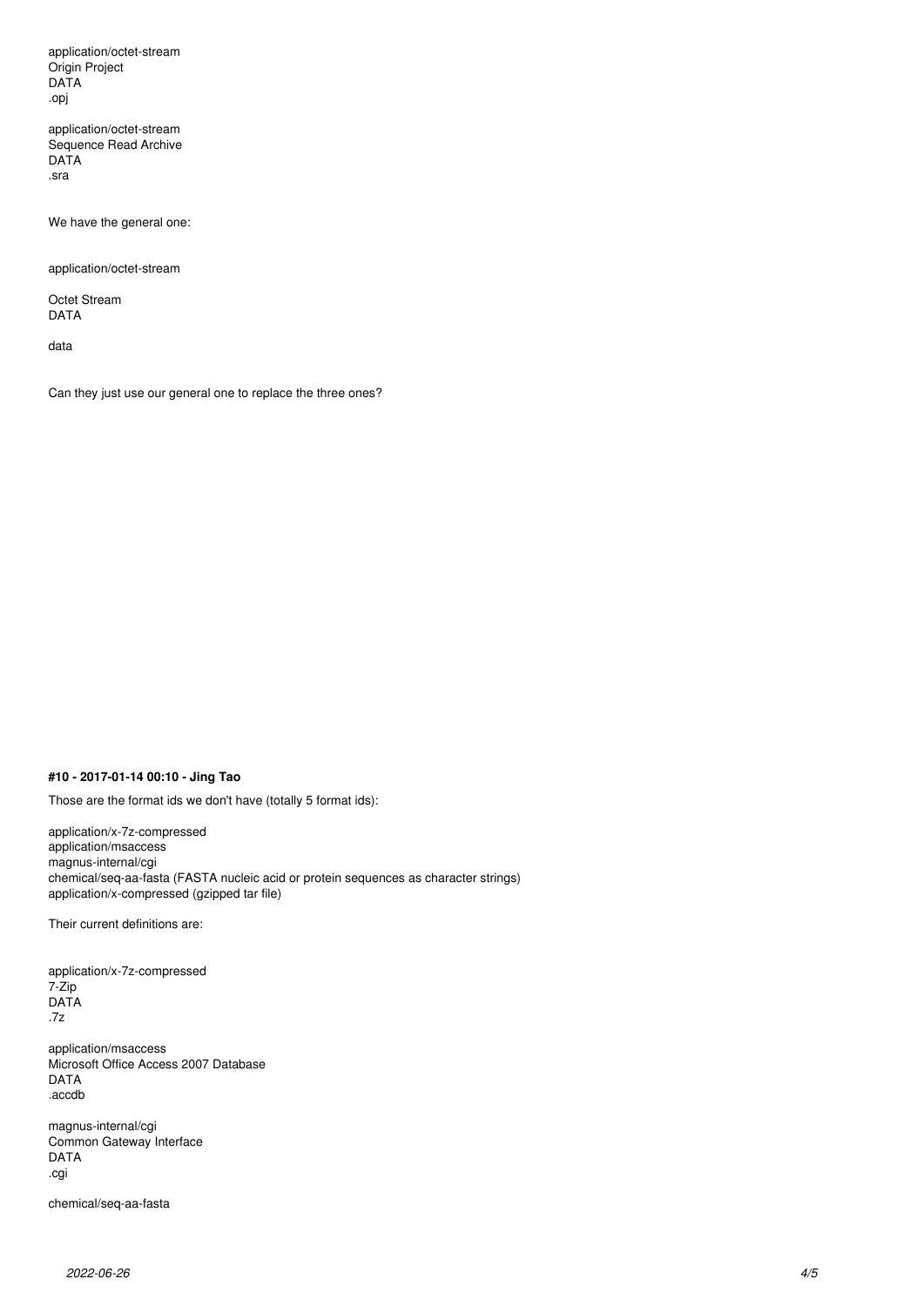application/octet-stream
Origin Project
DATA
.opj

application/octet-stream
Sequence Read Archive
DATA
.sra

We have the general one:

application/octet-stream

Octet Stream
DATA

data

Can they just use our general one to replace the three ones?

**#10 - 2017-01-14 00:10 - Jing Tao**

Those are the format ids we don't have (totally 5 format ids):

application/x-7z-compressed
application/msaccess
magnus-internal/cgi
chemical/seq-aa-fasta (FASTA nucleic acid or protein sequences as character strings)
application/x-compressed (gzipped tar file)

Their current definitions are:

application/x-7z-compressed
7-Zip
DATA
.7z

application/msaccess
Microsoft Office Access 2007 Database
DATA
.accdb

magnus-internal/cgi
Common Gateway Interface
DATA
.cgi

chemical/seq-aa-fasta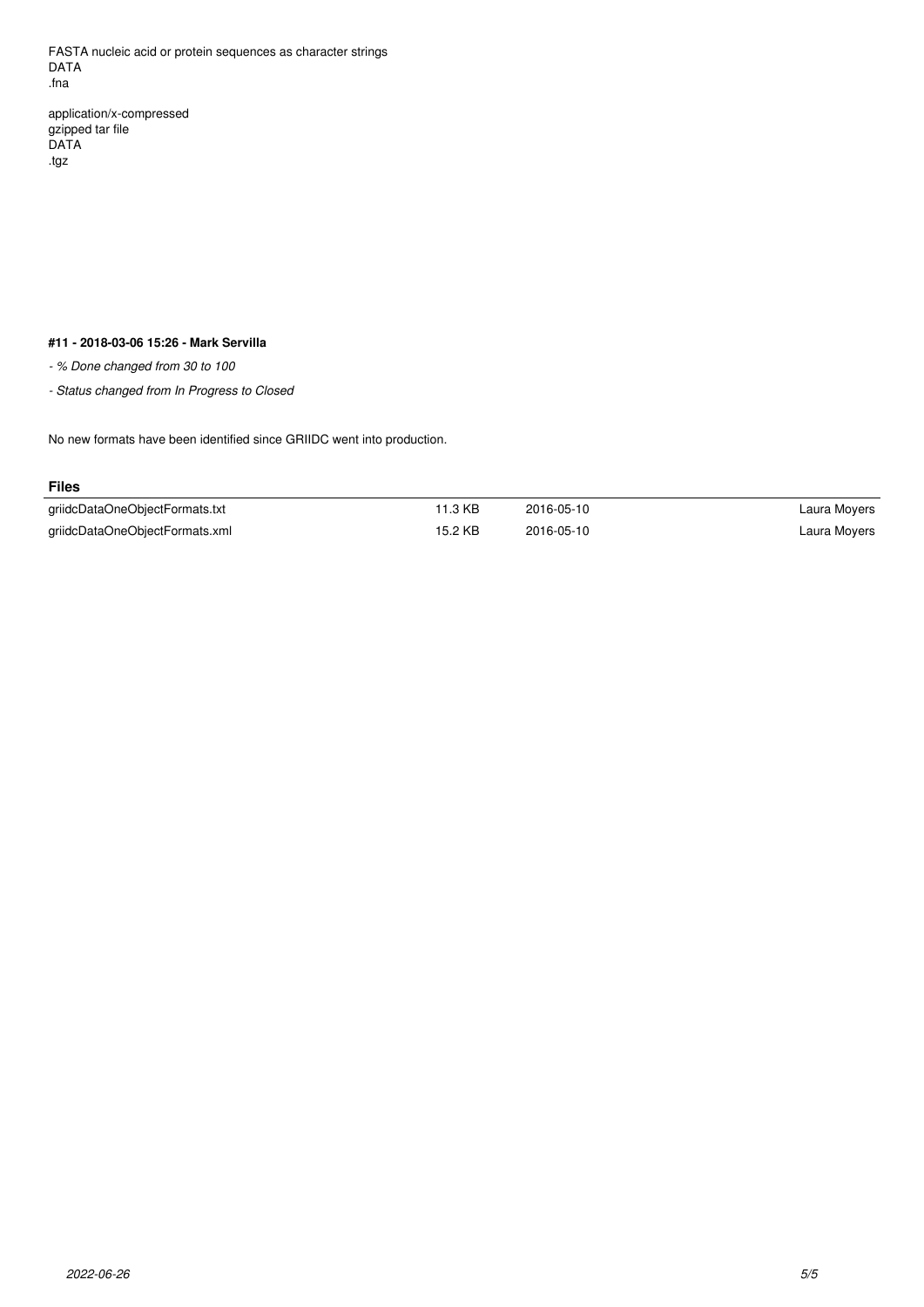FASTA nucleic acid or protein sequences as character strings
DATA
.fna

application/x-compressed
gzipped tar file
DATA
.tgz

#### #11 - 2018-03-06 15:26 - Mark Servilla

- *% Done changed from 30 to 100*
- *Status changed from In Progress to Closed*

No new formats have been identified since GRIIDC went into production.

### Files

| | | | |
|---|---|---|---|
| griidcDataOneObjectFormats.txt | 11.3 KB | 2016-05-10 | Laura Moyers |
| griidcDataOneObjectFormats.xml | 15.2 KB | 2016-05-10 | Laura Moyers |